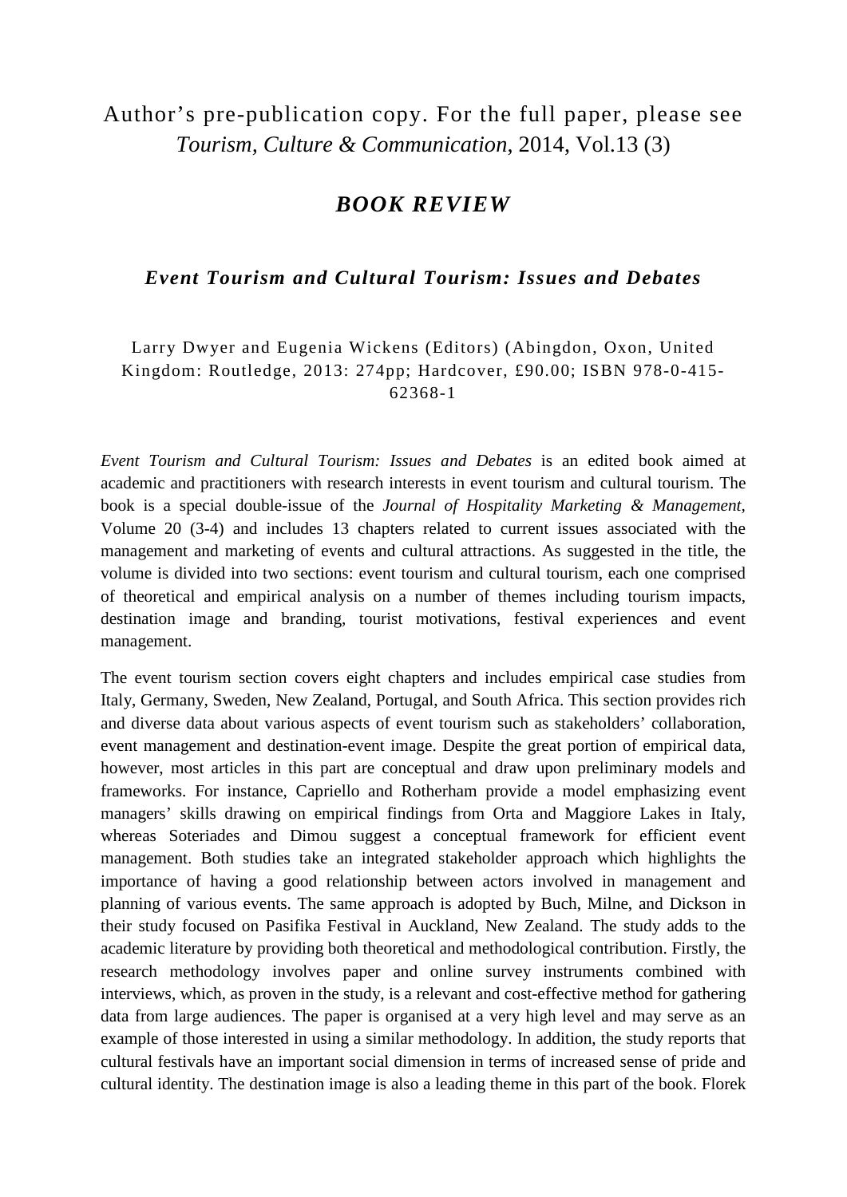Author's pre-publication copy. For the full paper, please see *Tourism, Culture & Communication*, 2014, Vol.13 (3)

# *BOOK REVIEW*

## *Event Tourism and Cultural Tourism: Issues and Debates*

Larry Dwyer and Eugenia Wickens (Editors) (Abingdon, Oxon, United Kingdom: Routledge, 2013: 274pp; Hardcover, £90.00; ISBN 978-0-415-62368-1

*Event Tourism and Cultural Tourism: Issues and Debates* is an edited book aimed at academic and practitioners with research interests in event tourism and cultural tourism. The book is a special double-issue of the *Journal of Hospitality Marketing & Management*, Volume 20 (3-4) and includes 13 chapters related to current issues associated with the management and marketing of events and cultural attractions. As suggested in the title, the volume is divided into two sections: event tourism and cultural tourism, each one comprised of theoretical and empirical analysis on a number of themes including tourism impacts, destination image and branding, tourist motivations, festival experiences and event management.

The event tourism section covers eight chapters and includes empirical case studies from Italy, Germany, Sweden, New Zealand, Portugal, and South Africa. This section provides rich and diverse data about various aspects of event tourism such as stakeholders' collaboration, event management and destination-event image. Despite the great portion of empirical data, however, most articles in this part are conceptual and draw upon preliminary models and frameworks. For instance, Capriello and Rotherham provide a model emphasizing event managers' skills drawing on empirical findings from Orta and Maggiore Lakes in Italy, whereas Soteriades and Dimou suggest a conceptual framework for efficient event management. Both studies take an integrated stakeholder approach which highlights the importance of having a good relationship between actors involved in management and planning of various events. The same approach is adopted by Buch, Milne, and Dickson in their study focused on Pasifika Festival in Auckland, New Zealand. The study adds to the academic literature by providing both theoretical and methodological contribution. Firstly, the research methodology involves paper and online survey instruments combined with interviews, which, as proven in the study, is a relevant and cost-effective method for gathering data from large audiences. The paper is organised at a very high level and may serve as an example of those interested in using a similar methodology. In addition, the study reports that cultural festivals have an important social dimension in terms of increased sense of pride and cultural identity. The destination image is also a leading theme in this part of the book. Florek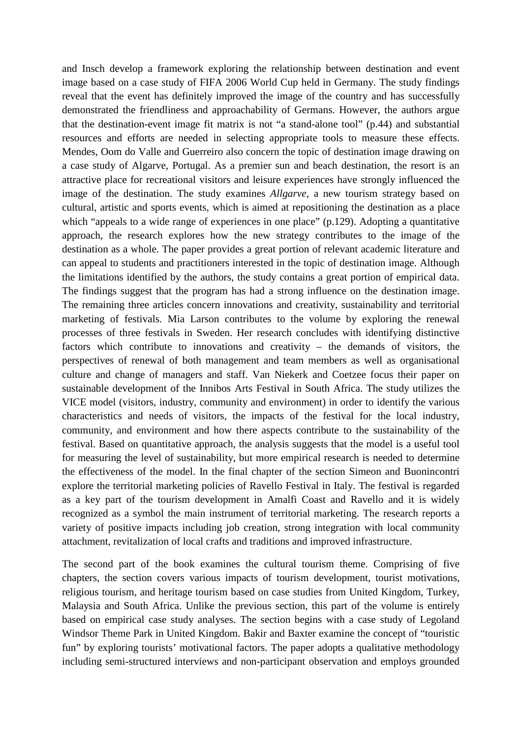and Insch develop a framework exploring the relationship between destination and event image based on a case study of FIFA 2006 World Cup held in Germany. The study findings reveal that the event has definitely improved the image of the country and has successfully demonstrated the friendliness and approachability of Germans. However, the authors argue that the destination-event image fit matrix is not "a stand-alone tool" (p.44) and substantial resources and efforts are needed in selecting appropriate tools to measure these effects. Mendes, Oom do Valle and Guerreiro also concern the topic of destination image drawing on a case study of Algarve, Portugal. As a premier sun and beach destination, the resort is an attractive place for recreational visitors and leisure experiences have strongly influenced the image of the destination. The study examines *Allgarve*, a new tourism strategy based on cultural, artistic and sports events, which is aimed at repositioning the destination as a place which "appeals to a wide range of experiences in one place" (p.129). Adopting a quantitative approach, the research explores how the new strategy contributes to the image of the destination as a whole. The paper provides a great portion of relevant academic literature and can appeal to students and practitioners interested in the topic of destination image. Although the limitations identified by the authors, the study contains a great portion of empirical data. The findings suggest that the program has had a strong influence on the destination image. The remaining three articles concern innovations and creativity, sustainability and territorial marketing of festivals. Mia Larson contributes to the volume by exploring the renewal processes of three festivals in Sweden. Her research concludes with identifying distinctive factors which contribute to innovations and creativity – the demands of visitors, the perspectives of renewal of both management and team members as well as organisational culture and change of managers and staff. Van Niekerk and Coetzee focus their paper on sustainable development of the Innibos Arts Festival in South Africa. The study utilizes the VICE model (visitors, industry, community and environment) in order to identify the various characteristics and needs of visitors, the impacts of the festival for the local industry, community, and environment and how there aspects contribute to the sustainability of the festival. Based on quantitative approach, the analysis suggests that the model is a useful tool for measuring the level of sustainability, but more empirical research is needed to determine the effectiveness of the model. In the final chapter of the section Simeon and Buonincontri explore the territorial marketing policies of Ravello Festival in Italy. The festival is regarded as a key part of the tourism development in Amalfi Coast and Ravello and it is widely recognized as a symbol the main instrument of territorial marketing. The research reports a variety of positive impacts including job creation, strong integration with local community attachment, revitalization of local crafts and traditions and improved infrastructure.

The second part of the book examines the cultural tourism theme. Comprising of five chapters, the section covers various impacts of tourism development, tourist motivations, religious tourism, and heritage tourism based on case studies from United Kingdom, Turkey, Malaysia and South Africa. Unlike the previous section, this part of the volume is entirely based on empirical case study analyses. The section begins with a case study of Legoland Windsor Theme Park in United Kingdom. Bakir and Baxter examine the concept of "touristic fun" by exploring tourists' motivational factors. The paper adopts a qualitative methodology including semi-structured interviews and non-participant observation and employs grounded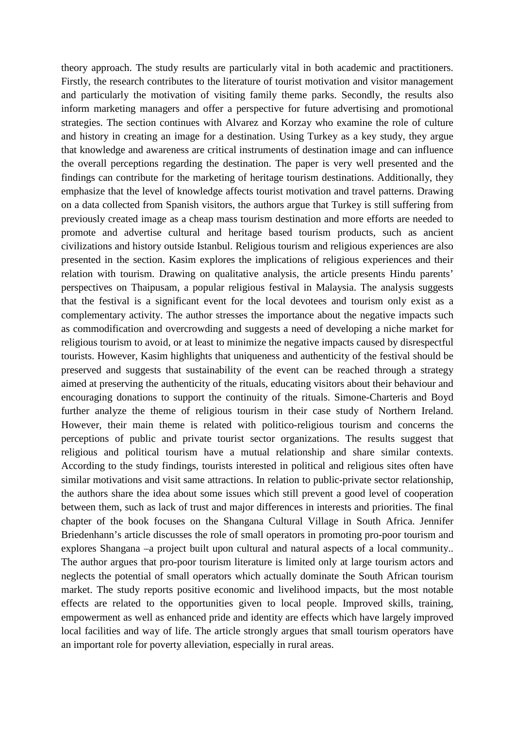theory approach. The study results are particularly vital in both academic and practitioners. Firstly, the research contributes to the literature of tourist motivation and visitor management and particularly the motivation of visiting family theme parks. Secondly, the results also inform marketing managers and offer a perspective for future advertising and promotional strategies. The section continues with Alvarez and Korzay who examine the role of culture and history in creating an image for a destination. Using Turkey as a key study, they argue that knowledge and awareness are critical instruments of destination image and can influence the overall perceptions regarding the destination. The paper is very well presented and the findings can contribute for the marketing of heritage tourism destinations. Additionally, they emphasize that the level of knowledge affects tourist motivation and travel patterns. Drawing on a data collected from Spanish visitors, the authors argue that Turkey is still suffering from previously created image as a cheap mass tourism destination and more efforts are needed to promote and advertise cultural and heritage based tourism products, such as ancient civilizations and history outside Istanbul. Religious tourism and religious experiences are also presented in the section. Kasim explores the implications of religious experiences and their relation with tourism. Drawing on qualitative analysis, the article presents Hindu parents' perspectives on Thaipusam, a popular religious festival in Malaysia. The analysis suggests that the festival is a significant event for the local devotees and tourism only exist as a complementary activity. The author stresses the importance about the negative impacts such as commodification and overcrowding and suggests a need of developing a niche market for religious tourism to avoid, or at least to minimize the negative impacts caused by disrespectful tourists. However, Kasim highlights that uniqueness and authenticity of the festival should be preserved and suggests that sustainability of the event can be reached through a strategy aimed at preserving the authenticity of the rituals, educating visitors about their behaviour and encouraging donations to support the continuity of the rituals. Simone-Charteris and Boyd further analyze the theme of religious tourism in their case study of Northern Ireland. However, their main theme is related with politico-religious tourism and concerns the perceptions of public and private tourist sector organizations. The results suggest that religious and political tourism have a mutual relationship and share similar contexts. According to the study findings, tourists interested in political and religious sites often have similar motivations and visit same attractions. In relation to public-private sector relationship, the authors share the idea about some issues which still prevent a good level of cooperation between them, such as lack of trust and major differences in interests and priorities. The final chapter of the book focuses on the Shangana Cultural Village in South Africa. Jennifer Briedenhann's article discusses the role of small operators in promoting pro-poor tourism and explores Shangana –a project built upon cultural and natural aspects of a local community.. The author argues that pro-poor tourism literature is limited only at large tourism actors and neglects the potential of small operators which actually dominate the South African tourism market. The study reports positive economic and livelihood impacts, but the most notable effects are related to the opportunities given to local people. Improved skills, training, empowerment as well as enhanced pride and identity are effects which have largely improved local facilities and way of life. The article strongly argues that small tourism operators have an important role for poverty alleviation, especially in rural areas.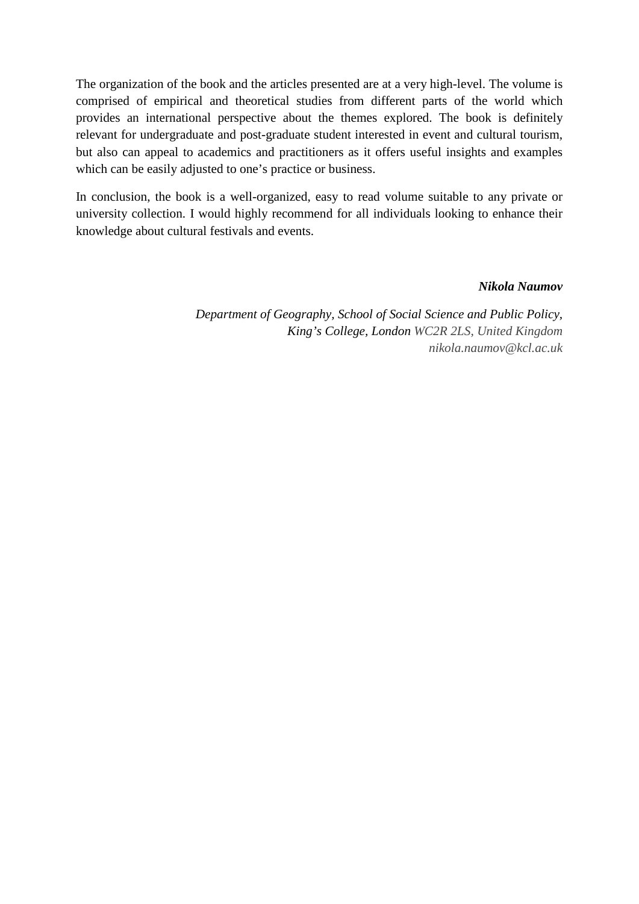The organization of the book and the articles presented are at a very high-level. The volume is comprised of empirical and theoretical studies from different parts of the world which provides an international perspective about the themes explored. The book is definitely relevant for undergraduate and post-graduate student interested in event and cultural tourism, but also can appeal to academics and practitioners as it offers useful insights and examples which can be easily adjusted to one's practice or business.

In conclusion, the book is a well-organized, easy to read volume suitable to any private or university collection. I would highly recommend for all individuals looking to enhance their knowledge about cultural festivals and events.

***Nikola Naumov***

*Department of Geography, School of Social Science and Public Policy,*
*King's College, London WC2R 2LS, United Kingdom*
*nikola.naumov@kcl.ac.uk*